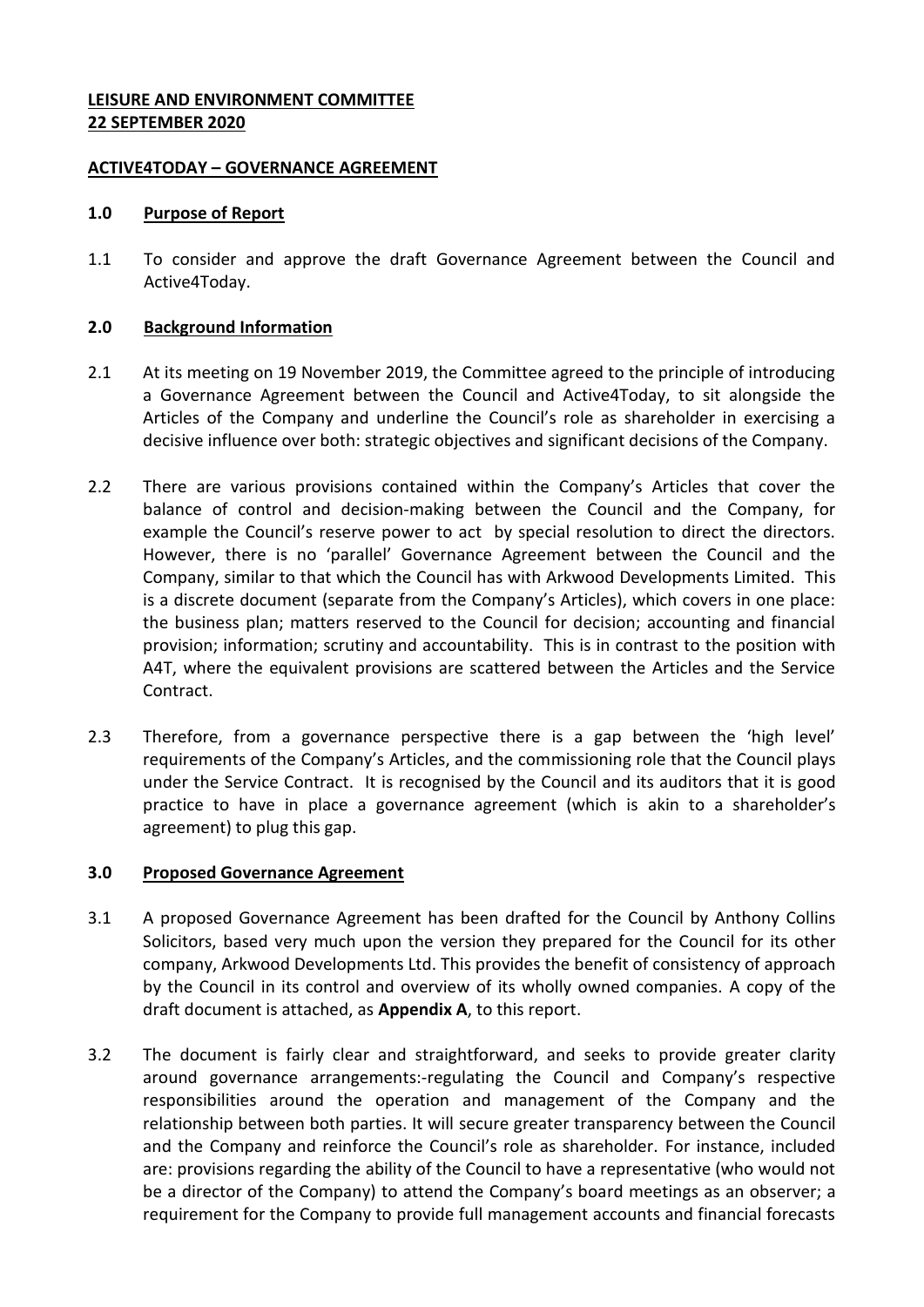**LEISURE AND ENVIRONMENT COMMITTEE**
**22 SEPTEMBER 2020**

**ACTIVE4TODAY – GOVERNANCE AGREEMENT**

## 1.0 Purpose of Report

1.1 To consider and approve the draft Governance Agreement between the Council and Active4Today.

## 2.0 Background Information

2.1 At its meeting on 19 November 2019, the Committee agreed to the principle of introducing a Governance Agreement between the Council and Active4Today, to sit alongside the Articles of the Company and underline the Council's role as shareholder in exercising a decisive influence over both: strategic objectives and significant decisions of the Company.

2.2 There are various provisions contained within the Company's Articles that cover the balance of control and decision-making between the Council and the Company, for example the Council's reserve power to act by special resolution to direct the directors. However, there is no 'parallel' Governance Agreement between the Council and the Company, similar to that which the Council has with Arkwood Developments Limited. This is a discrete document (separate from the Company's Articles), which covers in one place: the business plan; matters reserved to the Council for decision; accounting and financial provision; information; scrutiny and accountability. This is in contrast to the position with A4T, where the equivalent provisions are scattered between the Articles and the Service Contract.

2.3 Therefore, from a governance perspective there is a gap between the 'high level' requirements of the Company's Articles, and the commissioning role that the Council plays under the Service Contract. It is recognised by the Council and its auditors that it is good practice to have in place a governance agreement (which is akin to a shareholder's agreement) to plug this gap.

## 3.0 Proposed Governance Agreement

3.1 A proposed Governance Agreement has been drafted for the Council by Anthony Collins Solicitors, based very much upon the version they prepared for the Council for its other company, Arkwood Developments Ltd. This provides the benefit of consistency of approach by the Council in its control and overview of its wholly owned companies. A copy of the draft document is attached, as **Appendix A**, to this report.

3.2 The document is fairly clear and straightforward, and seeks to provide greater clarity around governance arrangements:-regulating the Council and Company's respective responsibilities around the operation and management of the Company and the relationship between both parties. It will secure greater transparency between the Council and the Company and reinforce the Council's role as shareholder. For instance, included are: provisions regarding the ability of the Council to have a representative (who would not be a director of the Company) to attend the Company's board meetings as an observer; a requirement for the Company to provide full management accounts and financial forecasts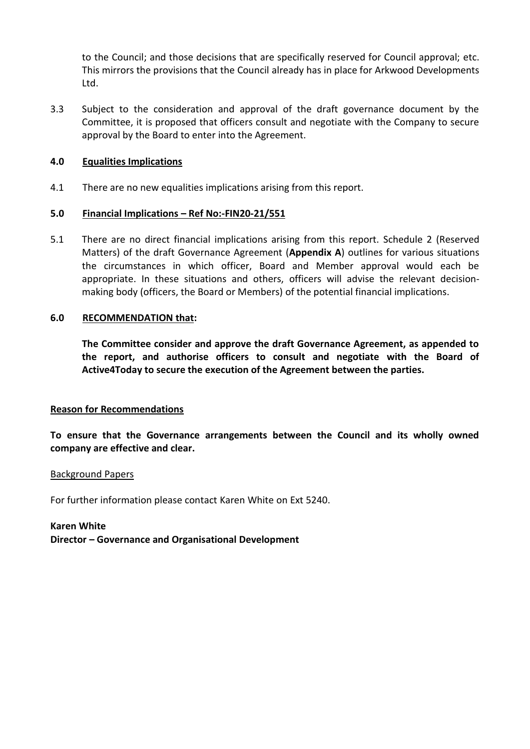to the Council; and those decisions that are specifically reserved for Council approval; etc. This mirrors the provisions that the Council already has in place for Arkwood Developments Ltd.

3.3 Subject to the consideration and approval of the draft governance document by the Committee, it is proposed that officers consult and negotiate with the Company to secure approval by the Board to enter into the Agreement.

## 4.0 Equalities Implications

4.1 There are no new equalities implications arising from this report.

## 5.0 Financial Implications – Ref No:-FIN20-21/551

5.1 There are no direct financial implications arising from this report. Schedule 2 (Reserved Matters) of the draft Governance Agreement (**Appendix A**) outlines for various situations the circumstances in which officer, Board and Member approval would each be appropriate. In these situations and others, officers will advise the relevant decision-making body (officers, the Board or Members) of the potential financial implications.

## 6.0 RECOMMENDATION that:

**The Committee consider and approve the draft Governance Agreement, as appended to the report, and authorise officers to consult and negotiate with the Board of Active4Today to secure the execution of the Agreement between the parties.**

**Reason for Recommendations**

**To ensure that the Governance arrangements between the Council and its wholly owned company are effective and clear.**

Background Papers

For further information please contact Karen White on Ext 5240.

**Karen White**
**Director – Governance and Organisational Development**